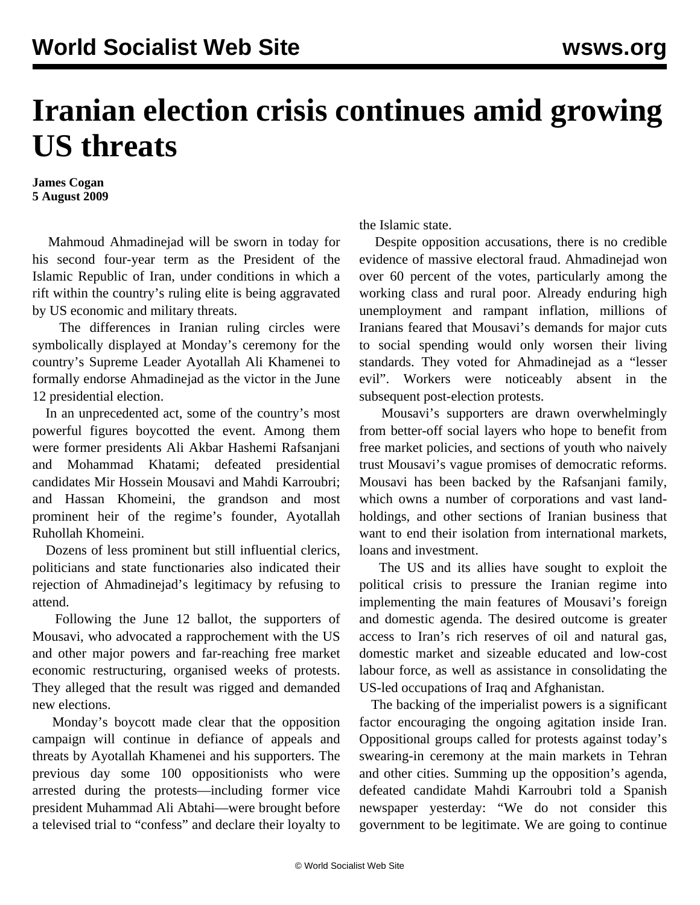# Iranian election crisis continues amid growing US threats

**James Cogan**
**5 August 2009**

Mahmoud Ahmadinejad will be sworn in today for his second four-year term as the President of the Islamic Republic of Iran, under conditions in which a rift within the country's ruling elite is being aggravated by US economic and military threats.

The differences in Iranian ruling circles were symbolically displayed at Monday's ceremony for the country's Supreme Leader Ayotallah Ali Khamenei to formally endorse Ahmadinejad as the victor in the June 12 presidential election.

In an unprecedented act, some of the country's most powerful figures boycotted the event. Among them were former presidents Ali Akbar Hashemi Rafsanjani and Mohammad Khatami; defeated presidential candidates Mir Hossein Mousavi and Mahdi Karroubri; and Hassan Khomeini, the grandson and most prominent heir of the regime's founder, Ayotallah Ruhollah Khomeini.

Dozens of less prominent but still influential clerics, politicians and state functionaries also indicated their rejection of Ahmadinejad's legitimacy by refusing to attend.

Following the June 12 ballot, the supporters of Mousavi, who advocated a rapprochement with the US and other major powers and far-reaching free market economic restructuring, organised weeks of protests. They alleged that the result was rigged and demanded new elections.

Monday's boycott made clear that the opposition campaign will continue in defiance of appeals and threats by Ayotallah Khamenei and his supporters. The previous day some 100 oppositionists who were arrested during the protests—including former vice president Muhammad Ali Abtahi—were brought before a televised trial to "confess" and declare their loyalty to the Islamic state.

Despite opposition accusations, there is no credible evidence of massive electoral fraud. Ahmadinejad won over 60 percent of the votes, particularly among the working class and rural poor. Already enduring high unemployment and rampant inflation, millions of Iranians feared that Mousavi's demands for major cuts to social spending would only worsen their living standards. They voted for Ahmadinejad as a "lesser evil". Workers were noticeably absent in the subsequent post-election protests.

Mousavi's supporters are drawn overwhelmingly from better-off social layers who hope to benefit from free market policies, and sections of youth who naively trust Mousavi's vague promises of democratic reforms. Mousavi has been backed by the Rafsanjani family, which owns a number of corporations and vast land-holdings, and other sections of Iranian business that want to end their isolation from international markets, loans and investment.

The US and its allies have sought to exploit the political crisis to pressure the Iranian regime into implementing the main features of Mousavi's foreign and domestic agenda. The desired outcome is greater access to Iran's rich reserves of oil and natural gas, domestic market and sizeable educated and low-cost labour force, as well as assistance in consolidating the US-led occupations of Iraq and Afghanistan.

The backing of the imperialist powers is a significant factor encouraging the ongoing agitation inside Iran. Oppositional groups called for protests against today's swearing-in ceremony at the main markets in Tehran and other cities. Summing up the opposition's agenda, defeated candidate Mahdi Karroubri told a Spanish newspaper yesterday: "We do not consider this government to be legitimate. We are going to continue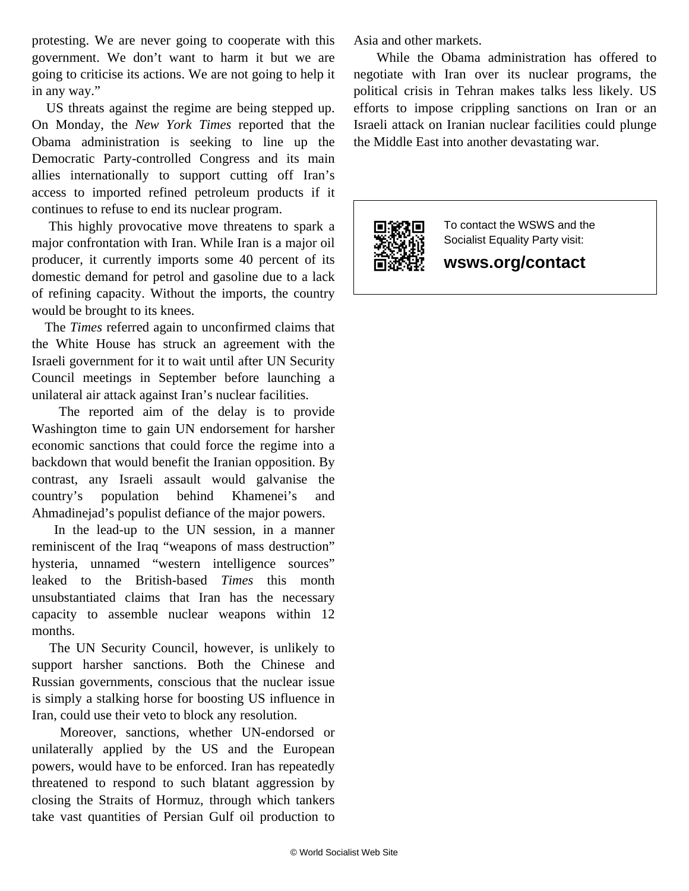protesting. We are never going to cooperate with this government. We don't want to harm it but we are going to criticise its actions. We are not going to help it in any way."

US threats against the regime are being stepped up. On Monday, the *New York Times* reported that the Obama administration is seeking to line up the Democratic Party-controlled Congress and its main allies internationally to support cutting off Iran's access to imported refined petroleum products if it continues to refuse to end its nuclear program.

This highly provocative move threatens to spark a major confrontation with Iran. While Iran is a major oil producer, it currently imports some 40 percent of its domestic demand for petrol and gasoline due to a lack of refining capacity. Without the imports, the country would be brought to its knees.

The *Times* referred again to unconfirmed claims that the White House has struck an agreement with the Israeli government for it to wait until after UN Security Council meetings in September before launching a unilateral air attack against Iran's nuclear facilities.

The reported aim of the delay is to provide Washington time to gain UN endorsement for harsher economic sanctions that could force the regime into a backdown that would benefit the Iranian opposition. By contrast, any Israeli assault would galvanise the country's population behind Khamenei's and Ahmadinejad's populist defiance of the major powers.

In the lead-up to the UN session, in a manner reminiscent of the Iraq "weapons of mass destruction" hysteria, unnamed "western intelligence sources" leaked to the British-based *Times* this month unsubstantiated claims that Iran has the necessary capacity to assemble nuclear weapons within 12 months.

The UN Security Council, however, is unlikely to support harsher sanctions. Both the Chinese and Russian governments, conscious that the nuclear issue is simply a stalking horse for boosting US influence in Iran, could use their veto to block any resolution.

Moreover, sanctions, whether UN-endorsed or unilaterally applied by the US and the European powers, would have to be enforced. Iran has repeatedly threatened to respond to such blatant aggression by closing the Straits of Hormuz, through which tankers take vast quantities of Persian Gulf oil production to Asia and other markets.

While the Obama administration has offered to negotiate with Iran over its nuclear programs, the political crisis in Tehran makes talks less likely. US efforts to impose crippling sanctions on Iran or an Israeli attack on Iranian nuclear facilities could plunge the Middle East into another devastating war.

To contact the WSWS and the Socialist Equality Party visit:

**wsws.org/contact**